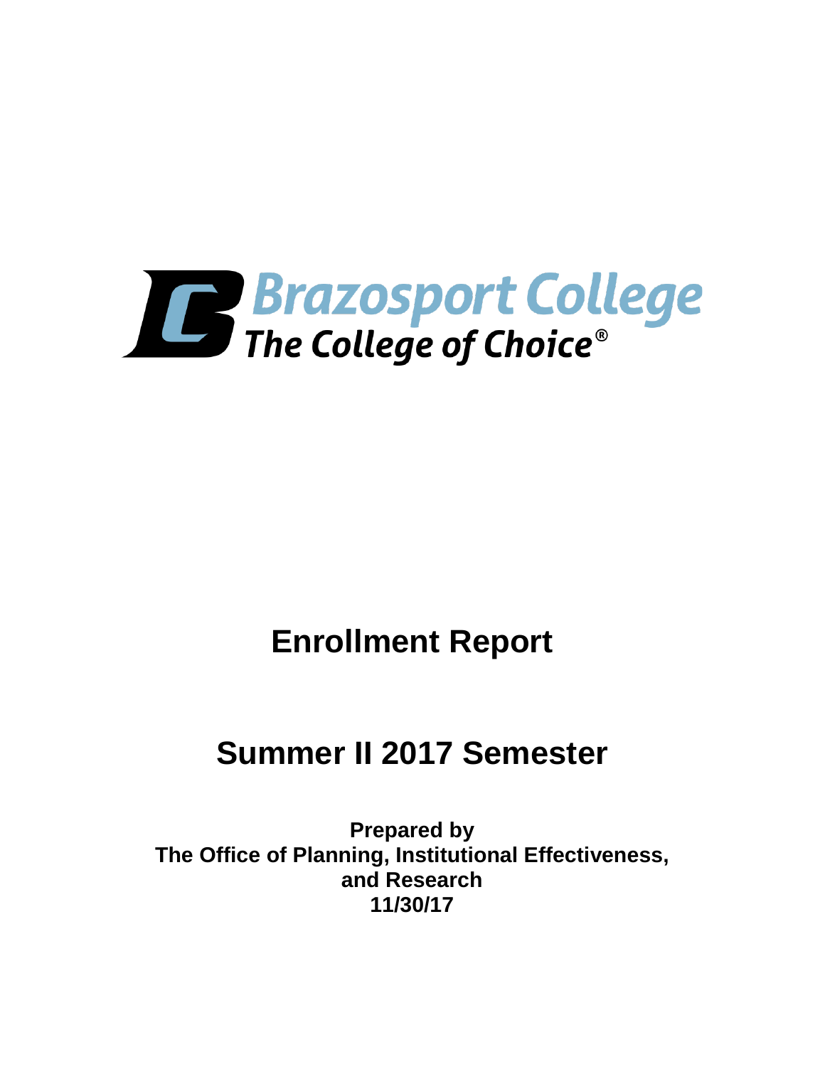Brazosport College

The College of Choice®

# Enrollment Report

# Summer II 2017 Semester

**Prepared by**
**The Office of Planning, Institutional Effectiveness, and Research**
**11/30/17**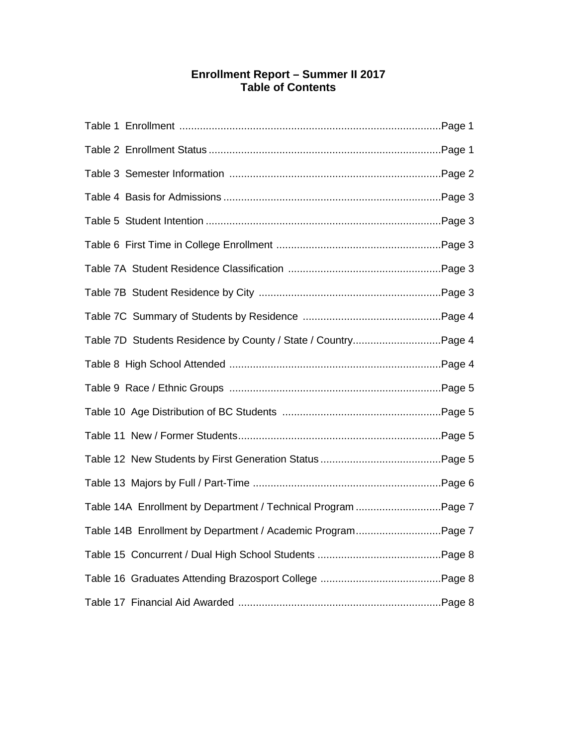# Enrollment Report – Summer II 2017
## Table of Contents

Table 1 Enrollment ........................................................................................Page 1

Table 2 Enrollment Status ..............................................................................Page 1

Table 3 Semester Information .......................................................................Page 2

Table 4 Basis for Admissions .........................................................................Page 3

Table 5 Student Intention ...............................................................................Page 3

Table 6 First Time in College Enrollment ........................................................Page 3

Table 7A Student Residence Classification ....................................................Page 3

Table 7B Student Residence by City .............................................................Page 3

Table 7C Summary of Students by Residence ...............................................Page 4

Table 7D Students Residence by County / State / Country.............................Page 4

Table 8 High School Attended .......................................................................Page 4

Table 9 Race / Ethnic Groups .......................................................................Page 5

Table 10 Age Distribution of BC Students ......................................................Page 5

Table 11 New / Former Students....................................................................Page 5

Table 12 New Students by First Generation Status .........................................Page 5

Table 13 Majors by Full / Part-Time ...............................................................Page 6

Table 14A Enrollment by Department / Technical Program .............................Page 7

Table 14B Enrollment by Department / Academic Program.............................Page 7

Table 15 Concurrent / Dual High School Students ..........................................Page 8

Table 16 Graduates Attending Brazosport College .........................................Page 8

Table 17 Financial Aid Awarded ....................................................................Page 8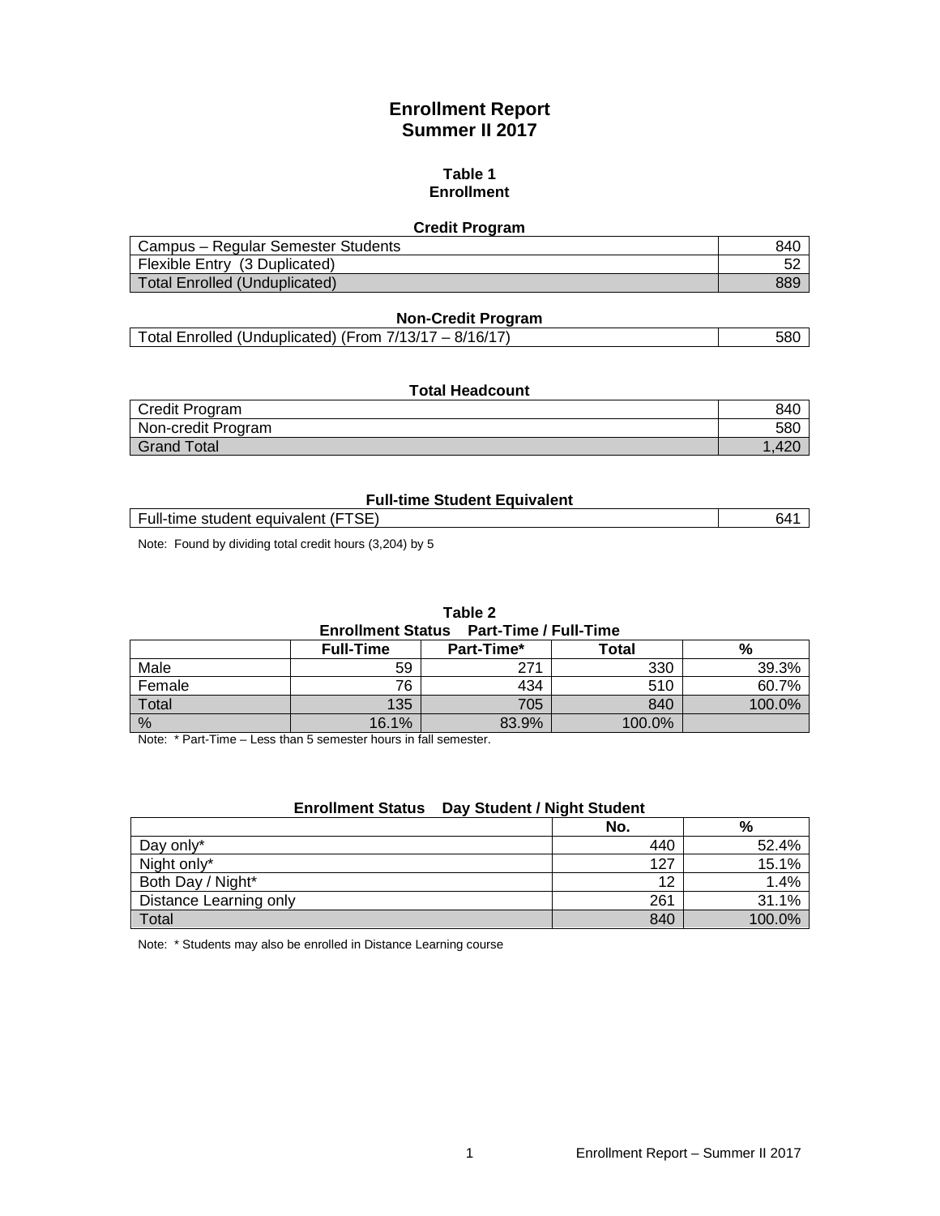# Enrollment Report
# Summer II 2017

## Table 1
## Enrollment

### Credit Program

| Credit Program | |
|---|---|
| Campus – Regular Semester Students | 840 |
| Flexible Entry (3 Duplicated) | 52 |
| Total Enrolled (Unduplicated) | 889 |

### Non-Credit Program

| Non-Credit Program | |
|---|---|
| Total Enrolled (Unduplicated) (From 7/13/17 – 8/16/17) | 580 |

### Total Headcount

| Total Headcount | |
|---|---|
| Credit Program | 840 |
| Non-credit Program | 580 |
| Grand Total | 1,420 |

### Full-time Student Equivalent

| Full-time Student Equivalent | |
|---|---|
| Full-time student equivalent (FTSE) | 641 |

Note: Found by dividing total credit hours (3,204) by 5

## Table 2
### Enrollment Status Part-Time / Full-Time

| | Full-Time | Part-Time* | Total | % |
|---|---|---|---|---|
| Male | 59 | 271 | 330 | 39.3% |
| Female | 76 | 434 | 510 | 60.7% |
| Total | 135 | 705 | 840 | 100.0% |
| % | 16.1% | 83.9% | 100.0% | |

Note: * Part-Time – Less than 5 semester hours in fall semester.

### Enrollment Status Day Student / Night Student

| | No. | % |
|---|---|---|
| Day only* | 440 | 52.4% |
| Night only* | 127 | 15.1% |
| Both Day / Night* | 12 | 1.4% |
| Distance Learning only | 261 | 31.1% |
| Total | 840 | 100.0% |

Note: * Students may also be enrolled in Distance Learning course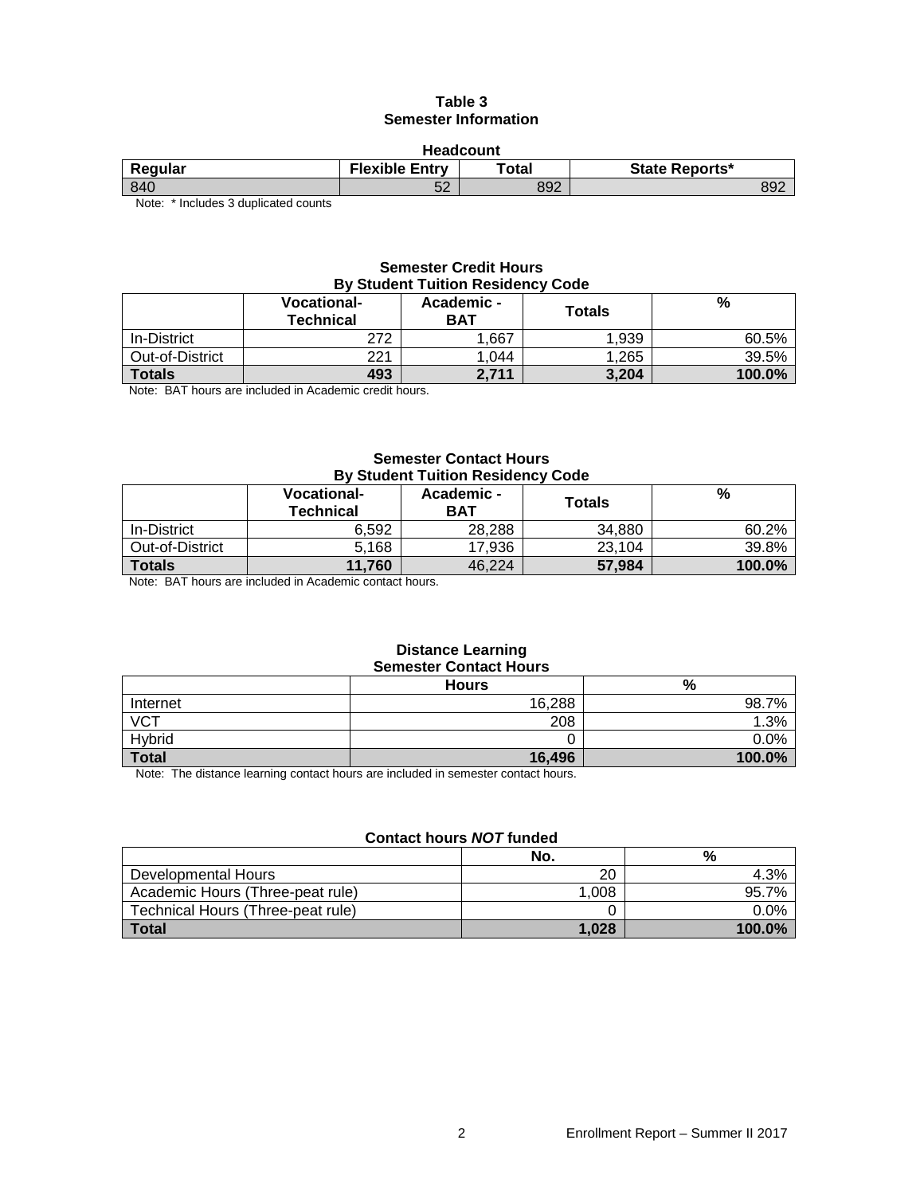# Table 3
## Semester Information

### Headcount

| Regular | Flexible Entry | Total | State Reports* |
|---|---|---|---|
| 840 | 52 | 892 | 892 |

Note: * Includes 3 duplicated counts

### Semester Credit Hours
### By Student Tuition Residency Code

| | Vocational-Technical | Academic - BAT | Totals | % |
|---|---|---|---|---|
| In-District | 272 | 1,667 | 1,939 | 60.5% |
| Out-of-District | 221 | 1,044 | 1,265 | 39.5% |
| **Totals** | **493** | **2,711** | **3,204** | **100.0%** |

Note: BAT hours are included in Academic credit hours.

### Semester Contact Hours
### By Student Tuition Residency Code

| | Vocational-Technical | Academic - BAT | Totals | % |
|---|---|---|---|---|
| In-District | 6,592 | 28,288 | 34,880 | 60.2% |
| Out-of-District | 5,168 | 17,936 | 23,104 | 39.8% |
| **Totals** | **11,760** | 46,224 | **57,984** | **100.0%** |

Note: BAT hours are included in Academic contact hours.

### Distance Learning
### Semester Contact Hours

| | Hours | % |
|---|---|---|
| Internet | 16,288 | 98.7% |
| VCT | 208 | 1.3% |
| Hybrid | 0 | 0.0% |
| **Total** | **16,496** | **100.0%** |

Note: The distance learning contact hours are included in semester contact hours.

### Contact hours *NOT* funded

| | No. | % |
|---|---|---|
| Developmental Hours | 20 | 4.3% |
| Academic Hours (Three-peat rule) | 1,008 | 95.7% |
| Technical Hours (Three-peat rule) | 0 | 0.0% |
| **Total** | **1,028** | **100.0%** |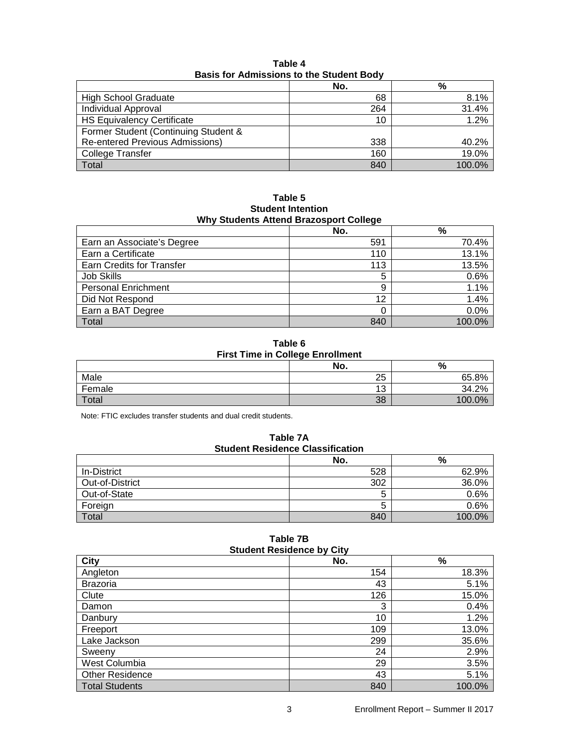**Table 4**
**Basis for Admissions to the Student Body**

| | No. | % |
|---|---|---|
| High School Graduate | 68 | 8.1% |
| Individual Approval | 264 | 31.4% |
| HS Equivalency Certificate | 10 | 1.2% |
| Former Student (Continuing Student & Re-entered Previous Admissions) | 338 | 40.2% |
| College Transfer | 160 | 19.0% |
| Total | 840 | 100.0% |

**Table 5**
**Student Intention**
**Why Students Attend Brazosport College**

| | No. | % |
|---|---|---|
| Earn an Associate's Degree | 591 | 70.4% |
| Earn a Certificate | 110 | 13.1% |
| Earn Credits for Transfer | 113 | 13.5% |
| Job Skills | 5 | 0.6% |
| Personal Enrichment | 9 | 1.1% |
| Did Not Respond | 12 | 1.4% |
| Earn a BAT Degree | 0 | 0.0% |
| Total | 840 | 100.0% |

**Table 6**
**First Time in College Enrollment**

| | No. | % |
|---|---|---|
| Male | 25 | 65.8% |
| Female | 13 | 34.2% |
| Total | 38 | 100.0% |

Note: FTIC excludes transfer students and dual credit students.

**Table 7A**
**Student Residence Classification**

| | No. | % |
|---|---|---|
| In-District | 528 | 62.9% |
| Out-of-District | 302 | 36.0% |
| Out-of-State | 5 | 0.6% |
| Foreign | 5 | 0.6% |
| Total | 840 | 100.0% |

**Table 7B**
**Student Residence by City**

| City | No. | % |
|---|---|---|
| Angleton | 154 | 18.3% |
| Brazoria | 43 | 5.1% |
| Clute | 126 | 15.0% |
| Damon | 3 | 0.4% |
| Danbury | 10 | 1.2% |
| Freeport | 109 | 13.0% |
| Lake Jackson | 299 | 35.6% |
| Sweeny | 24 | 2.9% |
| West Columbia | 29 | 3.5% |
| Other Residence | 43 | 5.1% |
| Total Students | 840 | 100.0% |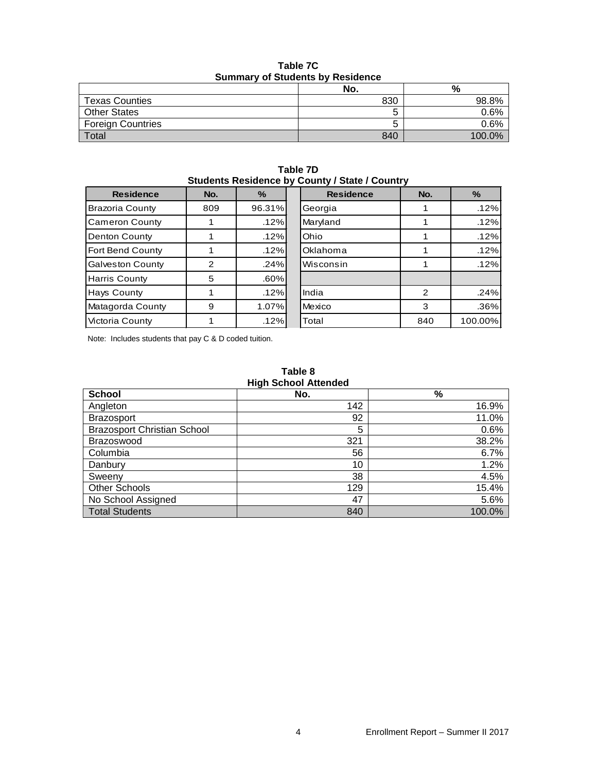**Table 7C**
**Summary of Students by Residence**

| | No. | % |
|---|---|---|
| Texas Counties | 830 | 98.8% |
| Other States | 5 | 0.6% |
| Foreign Countries | 5 | 0.6% |
| Total | 840 | 100.0% |

**Table 7D**
**Students Residence by County / State / Country**

| Residence | No. | % | Residence | No. | % |
|---|---|---|---|---|---|
| Brazoria County | 809 | 96.31% | Georgia | 1 | .12% |
| Cameron County | 1 | .12% | Maryland | 1 | .12% |
| Denton County | 1 | .12% | Ohio | 1 | .12% |
| Fort Bend County | 1 | .12% | Oklahoma | 1 | .12% |
| Galveston County | 2 | .24% | Wisconsin | 1 | .12% |
| Harris County | 5 | .60% | | | |
| Hays County | 1 | .12% | India | 2 | .24% |
| Matagorda County | 9 | 1.07% | Mexico | 3 | .36% |
| Victoria County | 1 | .12% | Total | 840 | 100.00% |

Note: Includes students that pay C & D coded tuition.

**Table 8**
**High School Attended**

| School | No. | % |
|---|---|---|
| Angleton | 142 | 16.9% |
| Brazosport | 92 | 11.0% |
| Brazosport Christian School | 5 | 0.6% |
| Brazoswood | 321 | 38.2% |
| Columbia | 56 | 6.7% |
| Danbury | 10 | 1.2% |
| Sweeny | 38 | 4.5% |
| Other Schools | 129 | 15.4% |
| No School Assigned | 47 | 5.6% |
| Total Students | 840 | 100.0% |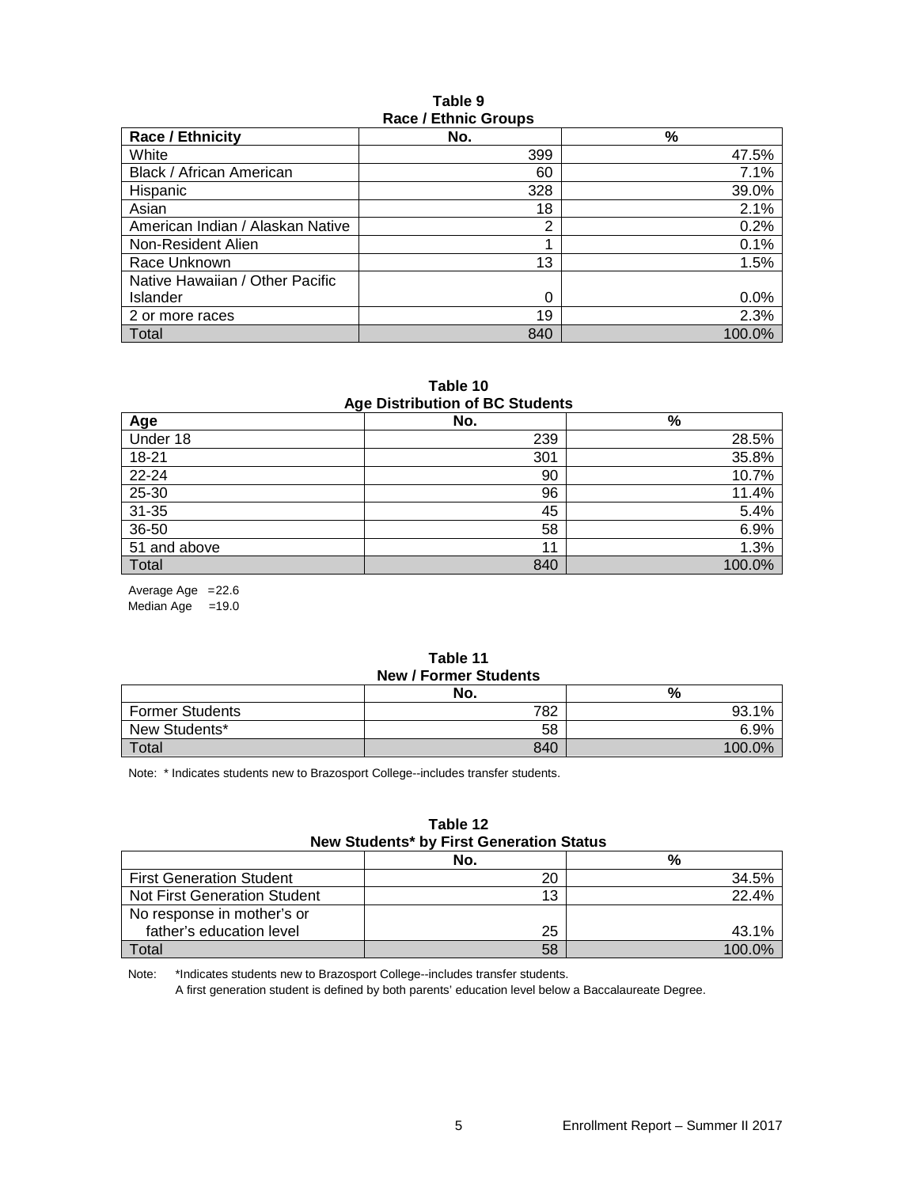**Table 9**
**Race / Ethnic Groups**

| Race / Ethnicity | No. | % |
|---|---|---|
| White | 399 | 47.5% |
| Black / African American | 60 | 7.1% |
| Hispanic | 328 | 39.0% |
| Asian | 18 | 2.1% |
| American Indian / Alaskan Native | 2 | 0.2% |
| Non-Resident Alien | 1 | 0.1% |
| Race Unknown | 13 | 1.5% |
| Native Hawaiian / Other Pacific Islander | 0 | 0.0% |
| 2 or more races | 19 | 2.3% |
| Total | 840 | 100.0% |

**Table 10**
**Age Distribution of BC Students**

| Age | No. | % |
|---|---|---|
| Under 18 | 239 | 28.5% |
| 18-21 | 301 | 35.8% |
| 22-24 | 90 | 10.7% |
| 25-30 | 96 | 11.4% |
| 31-35 | 45 | 5.4% |
| 36-50 | 58 | 6.9% |
| 51 and above | 11 | 1.3% |
| Total | 840 | 100.0% |

Average Age =22.6
Median Age =19.0

**Table 11**
**New / Former Students**

| | No. | % |
|---|---|---|
| Former Students | 782 | 93.1% |
| New Students* | 58 | 6.9% |
| Total | 840 | 100.0% |

Note: * Indicates students new to Brazosport College--includes transfer students.

**Table 12**
**New Students* by First Generation Status**

| | No. | % |
|---|---|---|
| First Generation Student | 20 | 34.5% |
| Not First Generation Student | 13 | 22.4% |
| No response in mother's or father's education level | 25 | 43.1% |
| Total | 58 | 100.0% |

Note: *Indicates students new to Brazosport College--includes transfer students.
A first generation student is defined by both parents' education level below a Baccalaureate Degree.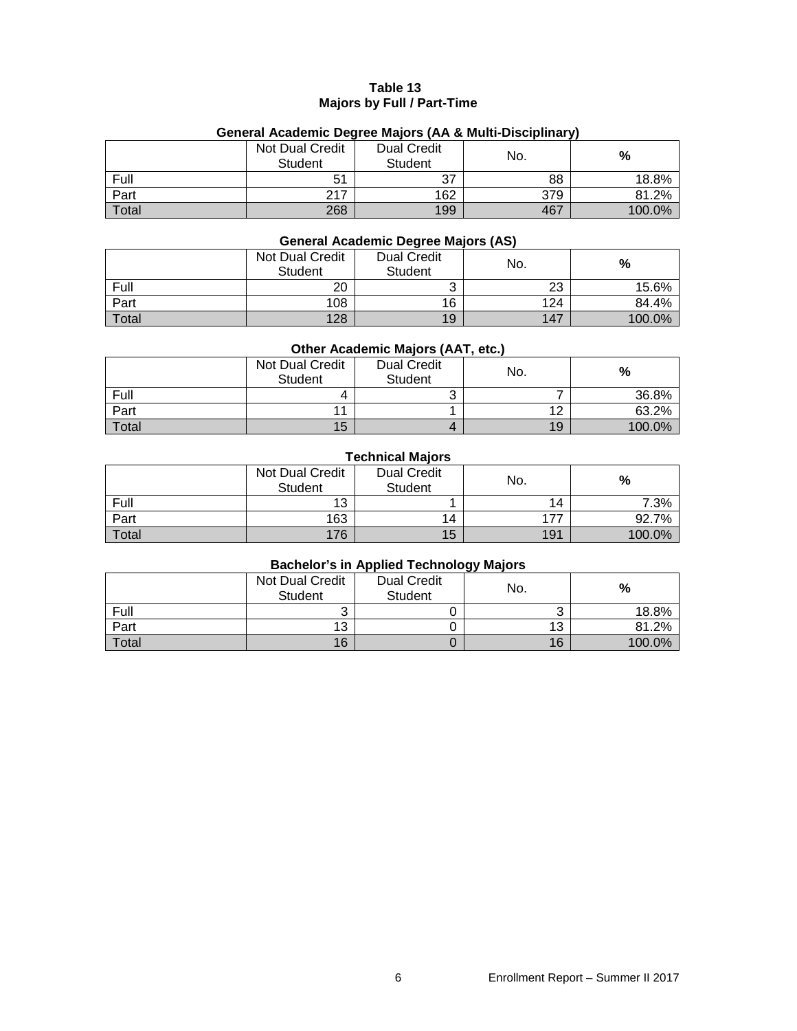# Table 13
## Majors by Full / Part-Time

### General Academic Degree Majors (AA & Multi-Disciplinary)

| | Not Dual Credit Student | Dual Credit Student | No. | % |
|---|---|---|---|---|
| Full | 51 | 37 | 88 | 18.8% |
| Part | 217 | 162 | 379 | 81.2% |
| Total | 268 | 199 | 467 | 100.0% |

### General Academic Degree Majors (AS)

| | Not Dual Credit Student | Dual Credit Student | No. | % |
|---|---|---|---|---|
| Full | 20 | 3 | 23 | 15.6% |
| Part | 108 | 16 | 124 | 84.4% |
| Total | 128 | 19 | 147 | 100.0% |

### Other Academic Majors (AAT, etc.)

| | Not Dual Credit Student | Dual Credit Student | No. | % |
|---|---|---|---|---|
| Full | 4 | 3 | 7 | 36.8% |
| Part | 11 | 1 | 12 | 63.2% |
| Total | 15 | 4 | 19 | 100.0% |

### Technical Majors

| | Not Dual Credit Student | Dual Credit Student | No. | % |
|---|---|---|---|---|
| Full | 13 | 1 | 14 | 7.3% |
| Part | 163 | 14 | 177 | 92.7% |
| Total | 176 | 15 | 191 | 100.0% |

### Bachelor's in Applied Technology Majors

| | Not Dual Credit Student | Dual Credit Student | No. | % |
|---|---|---|---|---|
| Full | 3 | 0 | 3 | 18.8% |
| Part | 13 | 0 | 13 | 81.2% |
| Total | 16 | 0 | 16 | 100.0% |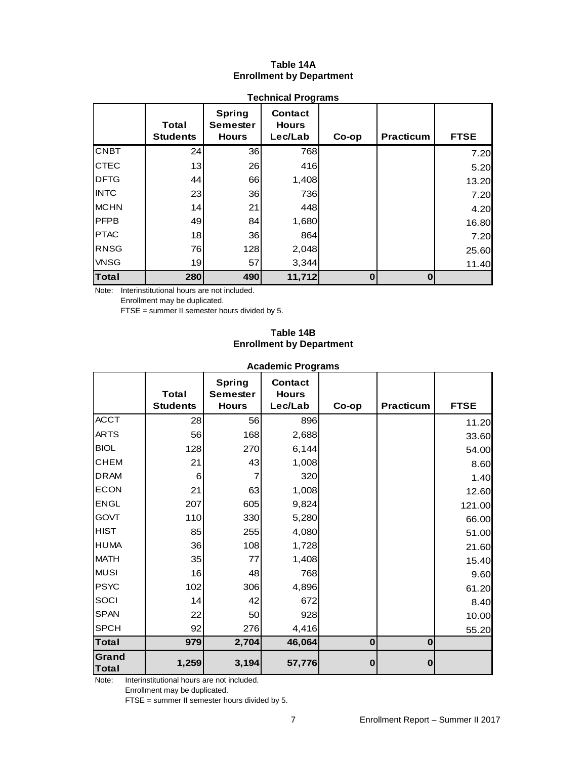## Table 14A
## Enrollment by Department

### Technical Programs

| | Total Students | Spring Semester Hours | Contact Hours Lec/Lab | Co-op | Practicum | FTSE |
|---|---|---|---|---|---|---|
| CNBT | 24 | 36 | 768 | | | 7.20 |
| CTEC | 13 | 26 | 416 | | | 5.20 |
| DFTG | 44 | 66 | 1,408 | | | 13.20 |
| INTC | 23 | 36 | 736 | | | 7.20 |
| MCHN | 14 | 21 | 448 | | | 4.20 |
| PFPB | 49 | 84 | 1,680 | | | 16.80 |
| PTAC | 18 | 36 | 864 | | | 7.20 |
| RNSG | 76 | 128 | 2,048 | | | 25.60 |
| VNSG | 19 | 57 | 3,344 | | | 11.40 |
| **Total** | **280** | **490** | **11,712** | **0** | **0** | |

Note: Interinstitutional hours are not included.
Enrollment may be duplicated.
FTSE = summer II semester hours divided by 5.

## Table 14B
## Enrollment by Department

### Academic Programs

| | Total Students | Spring Semester Hours | Contact Hours Lec/Lab | Co-op | Practicum | FTSE |
|---|---|---|---|---|---|---|
| ACCT | 28 | 56 | 896 | | | 11.20 |
| ARTS | 56 | 168 | 2,688 | | | 33.60 |
| BIOL | 128 | 270 | 6,144 | | | 54.00 |
| CHEM | 21 | 43 | 1,008 | | | 8.60 |
| DRAM | 6 | 7 | 320 | | | 1.40 |
| ECON | 21 | 63 | 1,008 | | | 12.60 |
| ENGL | 207 | 605 | 9,824 | | | 121.00 |
| GOVT | 110 | 330 | 5,280 | | | 66.00 |
| HIST | 85 | 255 | 4,080 | | | 51.00 |
| HUMA | 36 | 108 | 1,728 | | | 21.60 |
| MATH | 35 | 77 | 1,408 | | | 15.40 |
| MUSI | 16 | 48 | 768 | | | 9.60 |
| PSYC | 102 | 306 | 4,896 | | | 61.20 |
| SOCI | 14 | 42 | 672 | | | 8.40 |
| SPAN | 22 | 50 | 928 | | | 10.00 |
| SPCH | 92 | 276 | 4,416 | | | 55.20 |
| **Total** | **979** | **2,704** | **46,064** | **0** | **0** | |
| **Grand Total** | **1,259** | **3,194** | **57,776** | **0** | **0** | |

Note: Interinstitutional hours are not included.
Enrollment may be duplicated.
FTSE = summer II semester hours divided by 5.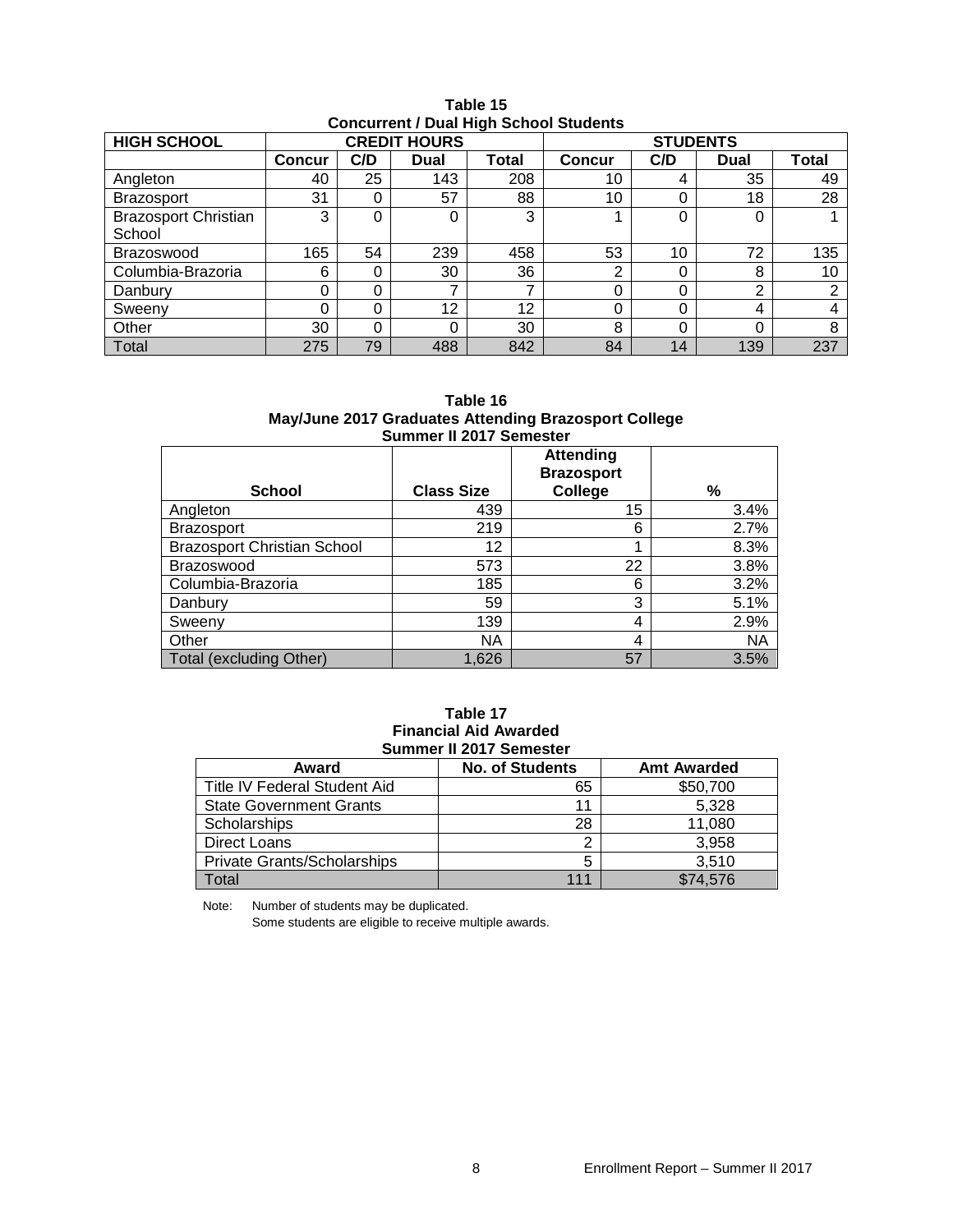**Table 15**
**Concurrent / Dual High School Students**

| HIGH SCHOOL | CREDIT HOURS | | | | STUDENTS | | | |
|---|---|---|---|---|---|---|---|---|
| | Concur | C/D | Dual | Total | Concur | C/D | Dual | Total |
| Angleton | 40 | 25 | 143 | 208 | 10 | 4 | 35 | 49 |
| Brazosport | 31 | 0 | 57 | 88 | 10 | 0 | 18 | 28 |
| Brazosport Christian School | 3 | 0 | 0 | 3 | 1 | 0 | 0 | 1 |
| Brazoswood | 165 | 54 | 239 | 458 | 53 | 10 | 72 | 135 |
| Columbia-Brazoria | 6 | 0 | 30 | 36 | 2 | 0 | 8 | 10 |
| Danbury | 0 | 0 | 7 | 7 | 0 | 0 | 2 | 2 |
| Sweeny | 0 | 0 | 12 | 12 | 0 | 0 | 4 | 4 |
| Other | 30 | 0 | 0 | 30 | 8 | 0 | 0 | 8 |
| Total | 275 | 79 | 488 | 842 | 84 | 14 | 139 | 237 |

**Table 16**
**May/June 2017 Graduates Attending Brazosport College**
**Summer II 2017 Semester**

| School | Class Size | Attending Brazosport College | % |
|---|---|---|---|
| Angleton | 439 | 15 | 3.4% |
| Brazosport | 219 | 6 | 2.7% |
| Brazosport Christian School | 12 | 1 | 8.3% |
| Brazoswood | 573 | 22 | 3.8% |
| Columbia-Brazoria | 185 | 6 | 3.2% |
| Danbury | 59 | 3 | 5.1% |
| Sweeny | 139 | 4 | 2.9% |
| Other | NA | 4 | NA |
| Total (excluding Other) | 1,626 | 57 | 3.5% |

**Table 17**
**Financial Aid Awarded**
**Summer II 2017 Semester**

| Award | No. of Students | Amt Awarded |
|---|---|---|
| Title IV Federal Student Aid | 65 | $50,700 |
| State Government Grants | 11 | 5,328 |
| Scholarships | 28 | 11,080 |
| Direct Loans | 2 | 3,958 |
| Private Grants/Scholarships | 5 | 3,510 |
| Total | 111 | $74,576 |

Note: Number of students may be duplicated.
Some students are eligible to receive multiple awards.